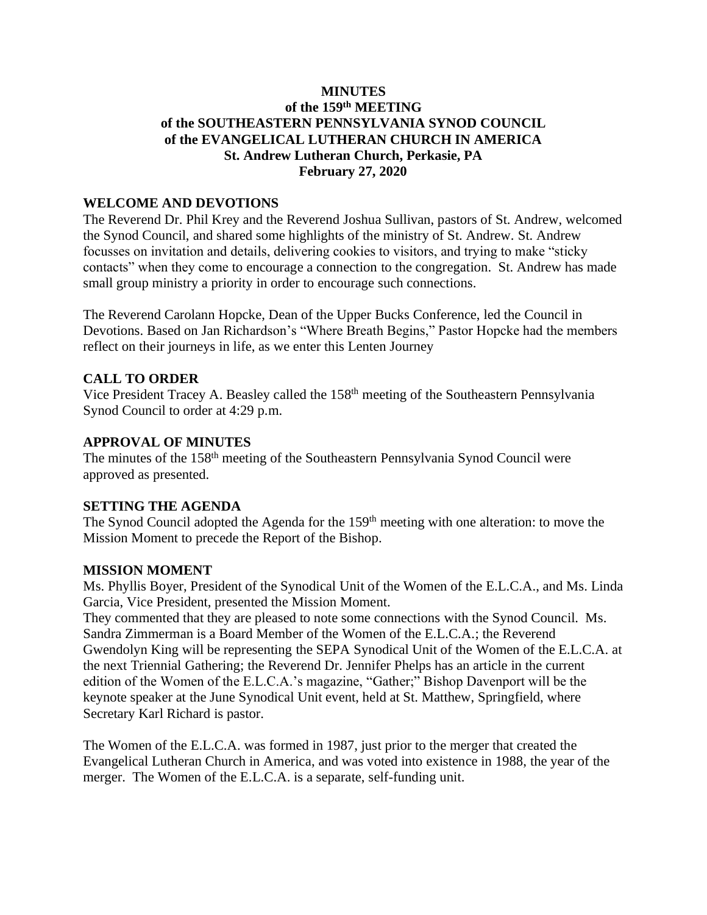**MINUTES**
**of the 159th MEETING**
**of the SOUTHEASTERN PENNSYLVANIA SYNOD COUNCIL**
**of the EVANGELICAL LUTHERAN CHURCH IN AMERICA**
**St. Andrew Lutheran Church, Perkasie, PA**
**February 27, 2020**

## WELCOME AND DEVOTIONS

The Reverend Dr. Phil Krey and the Reverend Joshua Sullivan, pastors of St. Andrew, welcomed the Synod Council, and shared some highlights of the ministry of St. Andrew. St. Andrew focusses on invitation and details, delivering cookies to visitors, and trying to make "sticky contacts" when they come to encourage a connection to the congregation. St. Andrew has made small group ministry a priority in order to encourage such connections.

The Reverend Carolann Hopcke, Dean of the Upper Bucks Conference, led the Council in Devotions. Based on Jan Richardson's "Where Breath Begins," Pastor Hopcke had the members reflect on their journeys in life, as we enter this Lenten Journey

## CALL TO ORDER

Vice President Tracey A. Beasley called the 158th meeting of the Southeastern Pennsylvania Synod Council to order at 4:29 p.m.

## APPROVAL OF MINUTES

The minutes of the 158th meeting of the Southeastern Pennsylvania Synod Council were approved as presented.

## SETTING THE AGENDA

The Synod Council adopted the Agenda for the 159th meeting with one alteration: to move the Mission Moment to precede the Report of the Bishop.

## MISSION MOMENT

Ms. Phyllis Boyer, President of the Synodical Unit of the Women of the E.L.C.A., and Ms. Linda Garcia, Vice President, presented the Mission Moment.

They commented that they are pleased to note some connections with the Synod Council. Ms. Sandra Zimmerman is a Board Member of the Women of the E.L.C.A.; the Reverend Gwendolyn King will be representing the SEPA Synodical Unit of the Women of the E.L.C.A. at the next Triennial Gathering; the Reverend Dr. Jennifer Phelps has an article in the current edition of the Women of the E.L.C.A.'s magazine, "Gather;" Bishop Davenport will be the keynote speaker at the June Synodical Unit event, held at St. Matthew, Springfield, where Secretary Karl Richard is pastor.

The Women of the E.L.C.A. was formed in 1987, just prior to the merger that created the Evangelical Lutheran Church in America, and was voted into existence in 1988, the year of the merger. The Women of the E.L.C.A. is a separate, self-funding unit.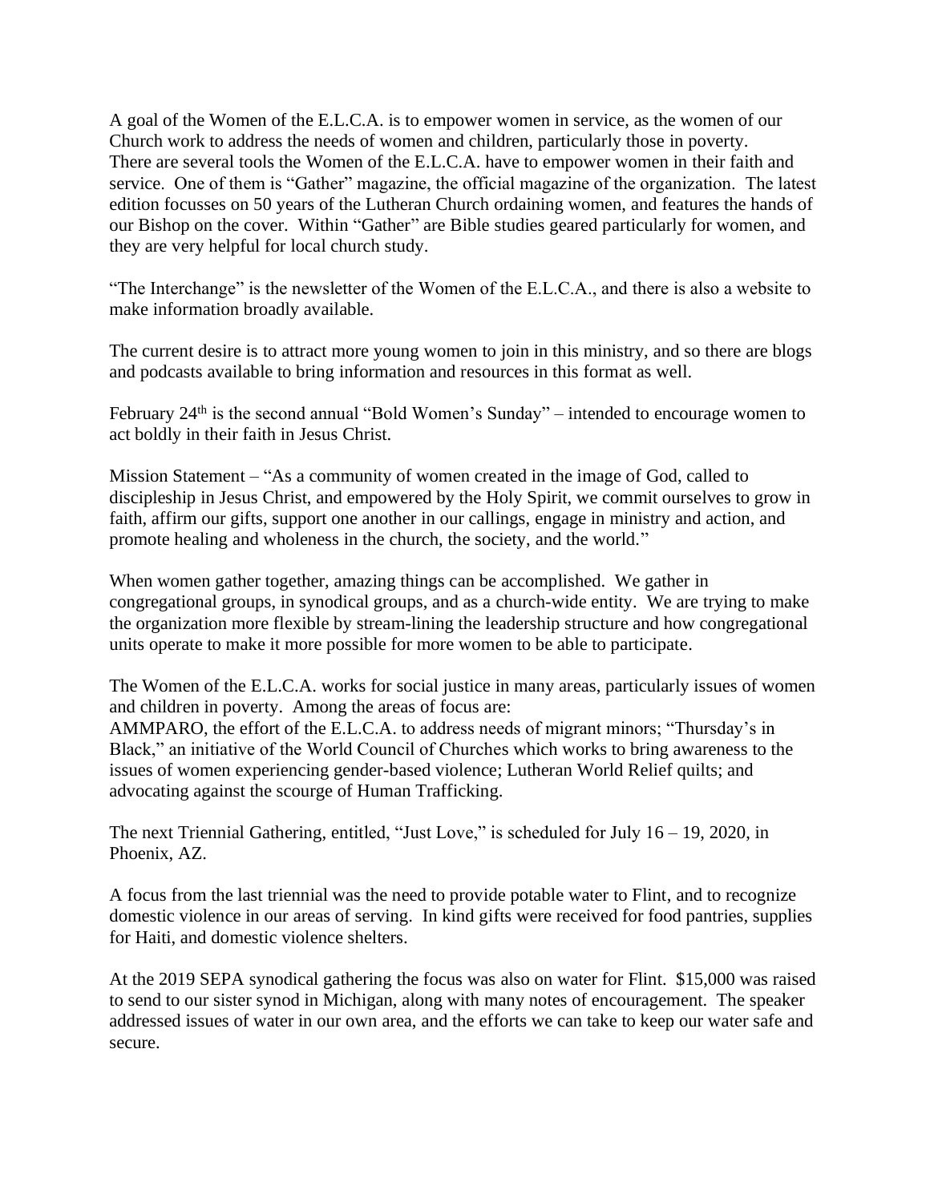A goal of the Women of the E.L.C.A. is to empower women in service, as the women of our Church work to address the needs of women and children, particularly those in poverty. There are several tools the Women of the E.L.C.A. have to empower women in their faith and service. One of them is "Gather" magazine, the official magazine of the organization. The latest edition focusses on 50 years of the Lutheran Church ordaining women, and features the hands of our Bishop on the cover. Within "Gather" are Bible studies geared particularly for women, and they are very helpful for local church study.

"The Interchange" is the newsletter of the Women of the E.L.C.A., and there is also a website to make information broadly available.

The current desire is to attract more young women to join in this ministry, and so there are blogs and podcasts available to bring information and resources in this format as well.

February 24th is the second annual "Bold Women's Sunday" – intended to encourage women to act boldly in their faith in Jesus Christ.

Mission Statement – "As a community of women created in the image of God, called to discipleship in Jesus Christ, and empowered by the Holy Spirit, we commit ourselves to grow in faith, affirm our gifts, support one another in our callings, engage in ministry and action, and promote healing and wholeness in the church, the society, and the world."

When women gather together, amazing things can be accomplished. We gather in congregational groups, in synodical groups, and as a church-wide entity. We are trying to make the organization more flexible by stream-lining the leadership structure and how congregational units operate to make it more possible for more women to be able to participate.

The Women of the E.L.C.A. works for social justice in many areas, particularly issues of women and children in poverty. Among the areas of focus are:
AMMPARO, the effort of the E.L.C.A. to address needs of migrant minors; "Thursday's in Black," an initiative of the World Council of Churches which works to bring awareness to the issues of women experiencing gender-based violence; Lutheran World Relief quilts; and advocating against the scourge of Human Trafficking.

The next Triennial Gathering, entitled, "Just Love," is scheduled for July 16 – 19, 2020, in Phoenix, AZ.

A focus from the last triennial was the need to provide potable water to Flint, and to recognize domestic violence in our areas of serving. In kind gifts were received for food pantries, supplies for Haiti, and domestic violence shelters.

At the 2019 SEPA synodical gathering the focus was also on water for Flint. $15,000 was raised to send to our sister synod in Michigan, along with many notes of encouragement. The speaker addressed issues of water in our own area, and the efforts we can take to keep our water safe and secure.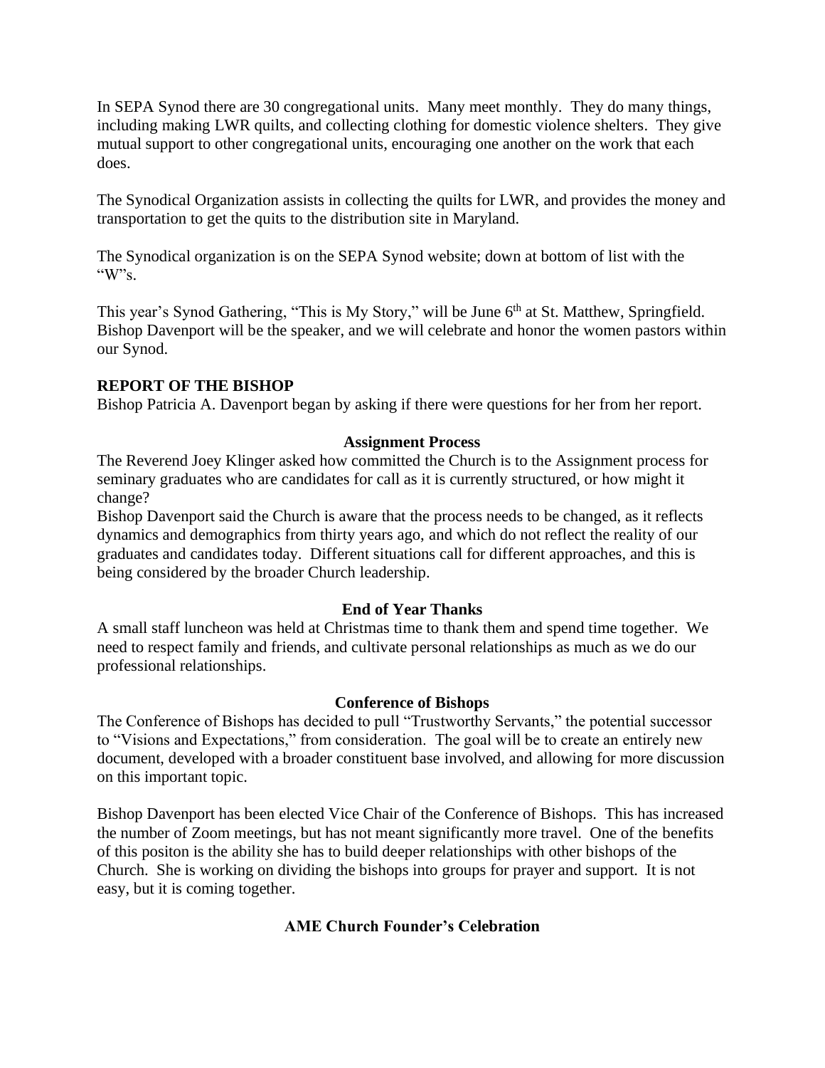In SEPA Synod there are 30 congregational units. Many meet monthly. They do many things, including making LWR quilts, and collecting clothing for domestic violence shelters. They give mutual support to other congregational units, encouraging one another on the work that each does.

The Synodical Organization assists in collecting the quilts for LWR, and provides the money and transportation to get the quits to the distribution site in Maryland.

The Synodical organization is on the SEPA Synod website; down at bottom of list with the "W"s.

This year's Synod Gathering, "This is My Story," will be June 6th at St. Matthew, Springfield. Bishop Davenport will be the speaker, and we will celebrate and honor the women pastors within our Synod.

**REPORT OF THE BISHOP**

Bishop Patricia A. Davenport began by asking if there were questions for her from her report.

**Assignment Process**

The Reverend Joey Klinger asked how committed the Church is to the Assignment process for seminary graduates who are candidates for call as it is currently structured, or how might it change?

Bishop Davenport said the Church is aware that the process needs to be changed, as it reflects dynamics and demographics from thirty years ago, and which do not reflect the reality of our graduates and candidates today. Different situations call for different approaches, and this is being considered by the broader Church leadership.

**End of Year Thanks**

A small staff luncheon was held at Christmas time to thank them and spend time together. We need to respect family and friends, and cultivate personal relationships as much as we do our professional relationships.

**Conference of Bishops**

The Conference of Bishops has decided to pull "Trustworthy Servants," the potential successor to "Visions and Expectations," from consideration. The goal will be to create an entirely new document, developed with a broader constituent base involved, and allowing for more discussion on this important topic.

Bishop Davenport has been elected Vice Chair of the Conference of Bishops. This has increased the number of Zoom meetings, but has not meant significantly more travel. One of the benefits of this positon is the ability she has to build deeper relationships with other bishops of the Church. She is working on dividing the bishops into groups for prayer and support. It is not easy, but it is coming together.

**AME Church Founder's Celebration**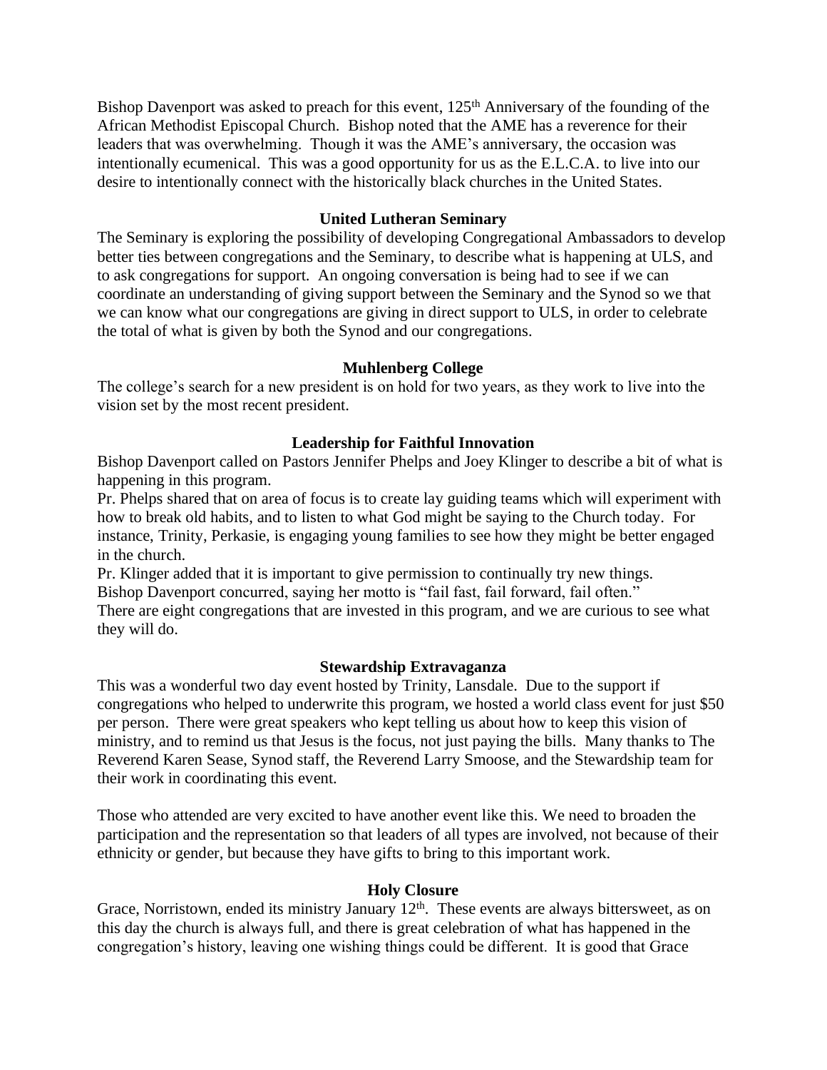Bishop Davenport was asked to preach for this event, 125th Anniversary of the founding of the African Methodist Episcopal Church. Bishop noted that the AME has a reverence for their leaders that was overwhelming. Though it was the AME's anniversary, the occasion was intentionally ecumenical. This was a good opportunity for us as the E.L.C.A. to live into our desire to intentionally connect with the historically black churches in the United States.

**United Lutheran Seminary**

The Seminary is exploring the possibility of developing Congregational Ambassadors to develop better ties between congregations and the Seminary, to describe what is happening at ULS, and to ask congregations for support. An ongoing conversation is being had to see if we can coordinate an understanding of giving support between the Seminary and the Synod so we that we can know what our congregations are giving in direct support to ULS, in order to celebrate the total of what is given by both the Synod and our congregations.

**Muhlenberg College**

The college's search for a new president is on hold for two years, as they work to live into the vision set by the most recent president.

**Leadership for Faithful Innovation**

Bishop Davenport called on Pastors Jennifer Phelps and Joey Klinger to describe a bit of what is happening in this program.

Pr. Phelps shared that on area of focus is to create lay guiding teams which will experiment with how to break old habits, and to listen to what God might be saying to the Church today. For instance, Trinity, Perkasie, is engaging young families to see how they might be better engaged in the church.

Pr. Klinger added that it is important to give permission to continually try new things.

Bishop Davenport concurred, saying her motto is "fail fast, fail forward, fail often."

There are eight congregations that are invested in this program, and we are curious to see what they will do.

**Stewardship Extravaganza**

This was a wonderful two day event hosted by Trinity, Lansdale. Due to the support if congregations who helped to underwrite this program, we hosted a world class event for just $50 per person. There were great speakers who kept telling us about how to keep this vision of ministry, and to remind us that Jesus is the focus, not just paying the bills. Many thanks to The Reverend Karen Sease, Synod staff, the Reverend Larry Smoose, and the Stewardship team for their work in coordinating this event.

Those who attended are very excited to have another event like this. We need to broaden the participation and the representation so that leaders of all types are involved, not because of their ethnicity or gender, but because they have gifts to bring to this important work.

**Holy Closure**

Grace, Norristown, ended its ministry January 12th. These events are always bittersweet, as on this day the church is always full, and there is great celebration of what has happened in the congregation's history, leaving one wishing things could be different. It is good that Grace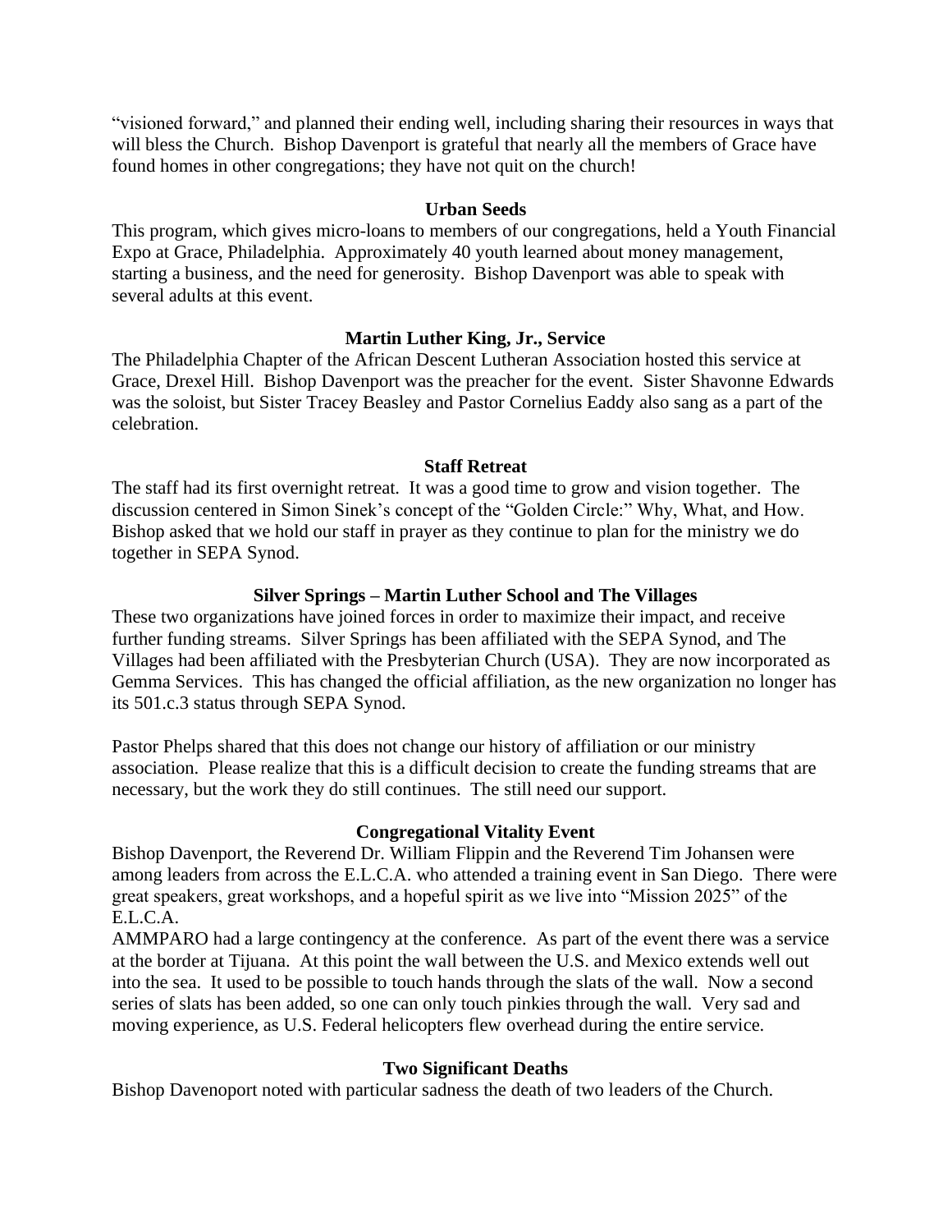"visioned forward," and planned their ending well, including sharing their resources in ways that will bless the Church. Bishop Davenport is grateful that nearly all the members of Grace have found homes in other congregations; they have not quit on the church!

**Urban Seeds**

This program, which gives micro-loans to members of our congregations, held a Youth Financial Expo at Grace, Philadelphia. Approximately 40 youth learned about money management, starting a business, and the need for generosity. Bishop Davenport was able to speak with several adults at this event.

**Martin Luther King, Jr., Service**

The Philadelphia Chapter of the African Descent Lutheran Association hosted this service at Grace, Drexel Hill. Bishop Davenport was the preacher for the event. Sister Shavonne Edwards was the soloist, but Sister Tracey Beasley and Pastor Cornelius Eaddy also sang as a part of the celebration.

**Staff Retreat**

The staff had its first overnight retreat. It was a good time to grow and vision together. The discussion centered in Simon Sinek's concept of the "Golden Circle:" Why, What, and How. Bishop asked that we hold our staff in prayer as they continue to plan for the ministry we do together in SEPA Synod.

**Silver Springs – Martin Luther School and The Villages**

These two organizations have joined forces in order to maximize their impact, and receive further funding streams. Silver Springs has been affiliated with the SEPA Synod, and The Villages had been affiliated with the Presbyterian Church (USA). They are now incorporated as Gemma Services. This has changed the official affiliation, as the new organization no longer has its 501.c.3 status through SEPA Synod.

Pastor Phelps shared that this does not change our history of affiliation or our ministry association. Please realize that this is a difficult decision to create the funding streams that are necessary, but the work they do still continues. The still need our support.

**Congregational Vitality Event**

Bishop Davenport, the Reverend Dr. William Flippin and the Reverend Tim Johansen were among leaders from across the E.L.C.A. who attended a training event in San Diego. There were great speakers, great workshops, and a hopeful spirit as we live into "Mission 2025" of the E.L.C.A.

AMMPARO had a large contingency at the conference. As part of the event there was a service at the border at Tijuana. At this point the wall between the U.S. and Mexico extends well out into the sea. It used to be possible to touch hands through the slats of the wall. Now a second series of slats has been added, so one can only touch pinkies through the wall. Very sad and moving experience, as U.S. Federal helicopters flew overhead during the entire service.

**Two Significant Deaths**

Bishop Davenoport noted with particular sadness the death of two leaders of the Church.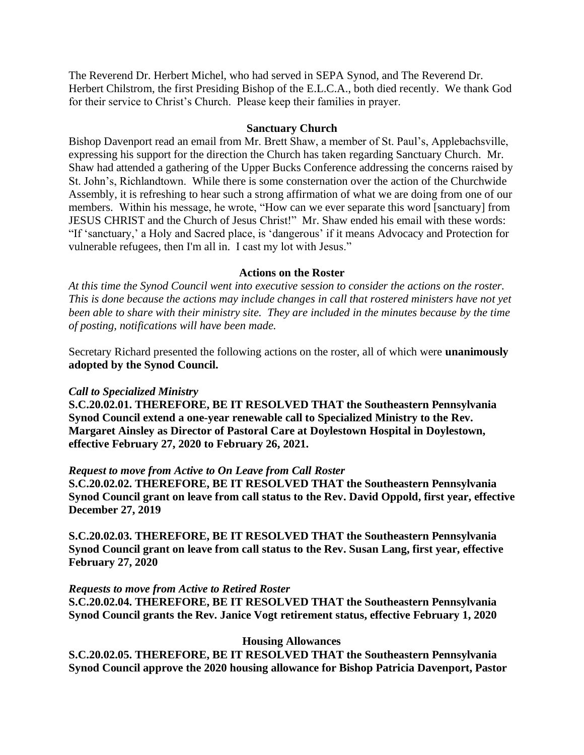The Reverend Dr. Herbert Michel, who had served in SEPA Synod, and The Reverend Dr. Herbert Chilstrom, the first Presiding Bishop of the E.L.C.A., both died recently. We thank God for their service to Christ's Church. Please keep their families in prayer.

### Sanctuary Church

Bishop Davenport read an email from Mr. Brett Shaw, a member of St. Paul's, Applebachsville, expressing his support for the direction the Church has taken regarding Sanctuary Church. Mr. Shaw had attended a gathering of the Upper Bucks Conference addressing the concerns raised by St. John's, Richlandtown. While there is some consternation over the action of the Churchwide Assembly, it is refreshing to hear such a strong affirmation of what we are doing from one of our members. Within his message, he wrote, "How can we ever separate this word [sanctuary] from JESUS CHRIST and the Church of Jesus Christ!" Mr. Shaw ended his email with these words: "If 'sanctuary,' a Holy and Sacred place, is 'dangerous' if it means Advocacy and Protection for vulnerable refugees, then I'm all in. I cast my lot with Jesus."

### Actions on the Roster

*At this time the Synod Council went into executive session to consider the actions on the roster. This is done because the actions may include changes in call that rostered ministers have not yet been able to share with their ministry site. They are included in the minutes because by the time of posting, notifications will have been made.*

Secretary Richard presented the following actions on the roster, all of which were **unanimously adopted by the Synod Council.**

***Call to Specialized Ministry***

**S.C.20.02.01. THEREFORE, BE IT RESOLVED THAT the Southeastern Pennsylvania Synod Council extend a one-year renewable call to Specialized Ministry to the Rev. Margaret Ainsley as Director of Pastoral Care at Doylestown Hospital in Doylestown, effective February 27, 2020 to February 26, 2021.**

***Request to move from Active to On Leave from Call Roster***

**S.C.20.02.02. THEREFORE, BE IT RESOLVED THAT the Southeastern Pennsylvania Synod Council grant on leave from call status to the Rev. David Oppold, first year, effective December 27, 2019**

**S.C.20.02.03. THEREFORE, BE IT RESOLVED THAT the Southeastern Pennsylvania Synod Council grant on leave from call status to the Rev. Susan Lang, first year, effective February 27, 2020**

***Requests to move from Active to Retired Roster***

**S.C.20.02.04. THEREFORE, BE IT RESOLVED THAT the Southeastern Pennsylvania Synod Council grants the Rev. Janice Vogt retirement status, effective February 1, 2020**

### Housing Allowances

**S.C.20.02.05. THEREFORE, BE IT RESOLVED THAT the Southeastern Pennsylvania Synod Council approve the 2020 housing allowance for Bishop Patricia Davenport, Pastor**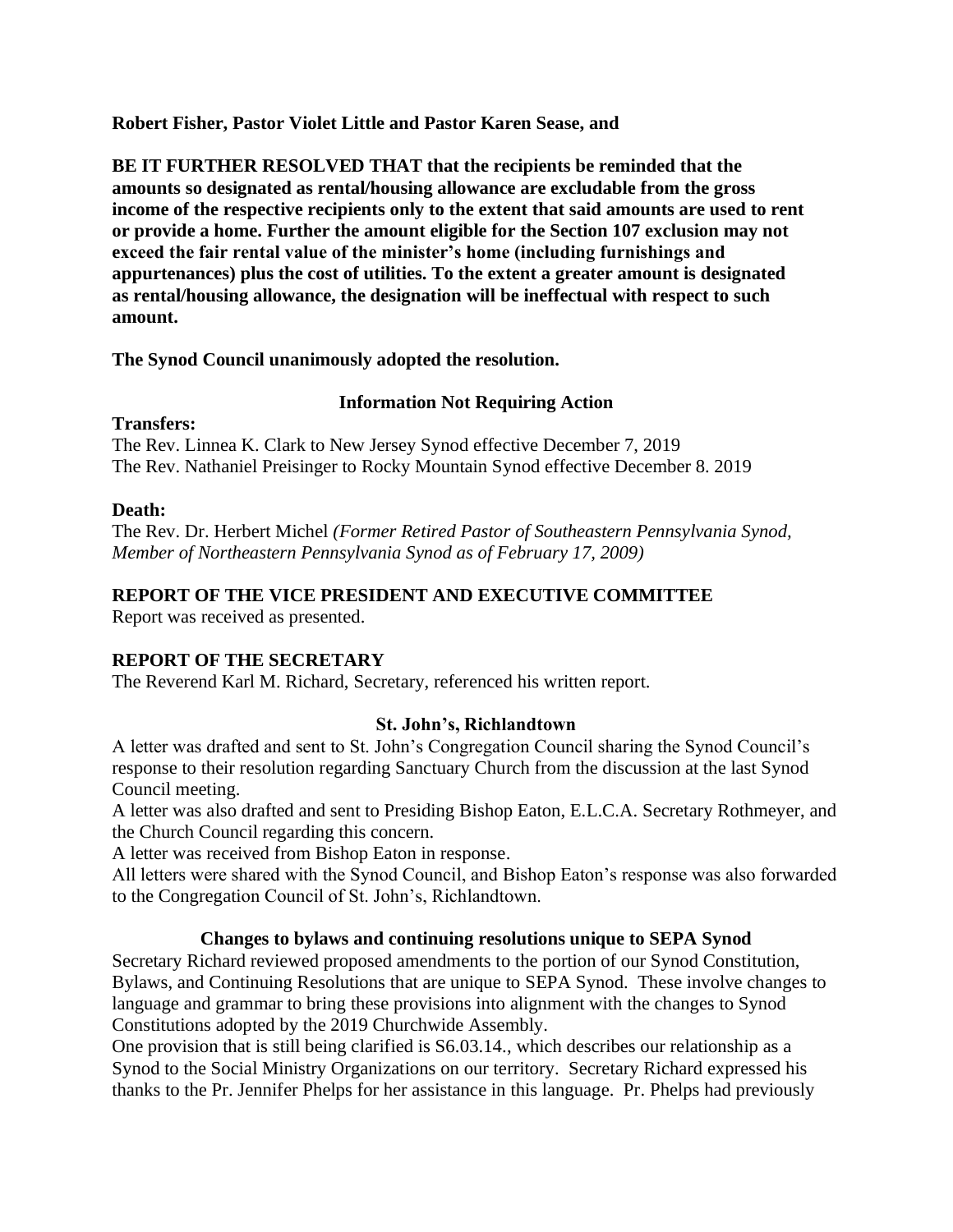**Robert Fisher, Pastor Violet Little and Pastor Karen Sease, and**

**BE IT FURTHER RESOLVED THAT that the recipients be reminded that the amounts so designated as rental/housing allowance are excludable from the gross income of the respective recipients only to the extent that said amounts are used to rent or provide a home. Further the amount eligible for the Section 107 exclusion may not exceed the fair rental value of the minister's home (including furnishings and appurtenances) plus the cost of utilities. To the extent a greater amount is designated as rental/housing allowance, the designation will be ineffectual with respect to such amount.**

**The Synod Council unanimously adopted the resolution.**

**Information Not Requiring Action**

**Transfers:**
The Rev. Linnea K. Clark to New Jersey Synod effective December 7, 2019
The Rev. Nathaniel Preisinger to Rocky Mountain Synod effective December 8. 2019

**Death:**
The Rev. Dr. Herbert Michel *(Former Retired Pastor of Southeastern Pennsylvania Synod, Member of Northeastern Pennsylvania Synod as of February 17, 2009)*

## REPORT OF THE VICE PRESIDENT AND EXECUTIVE COMMITTEE

Report was received as presented.

## REPORT OF THE SECRETARY

The Reverend Karl M. Richard, Secretary, referenced his written report.

**St. John's, Richlandtown**

A letter was drafted and sent to St. John's Congregation Council sharing the Synod Council's response to their resolution regarding Sanctuary Church from the discussion at the last Synod Council meeting.
A letter was also drafted and sent to Presiding Bishop Eaton, E.L.C.A. Secretary Rothmeyer, and the Church Council regarding this concern.
A letter was received from Bishop Eaton in response.
All letters were shared with the Synod Council, and Bishop Eaton's response was also forwarded to the Congregation Council of St. John's, Richlandtown.

**Changes to bylaws and continuing resolutions unique to SEPA Synod**

Secretary Richard reviewed proposed amendments to the portion of our Synod Constitution, Bylaws, and Continuing Resolutions that are unique to SEPA Synod. These involve changes to language and grammar to bring these provisions into alignment with the changes to Synod Constitutions adopted by the 2019 Churchwide Assembly.
One provision that is still being clarified is S6.03.14., which describes our relationship as a Synod to the Social Ministry Organizations on our territory. Secretary Richard expressed his thanks to the Pr. Jennifer Phelps for her assistance in this language. Pr. Phelps had previously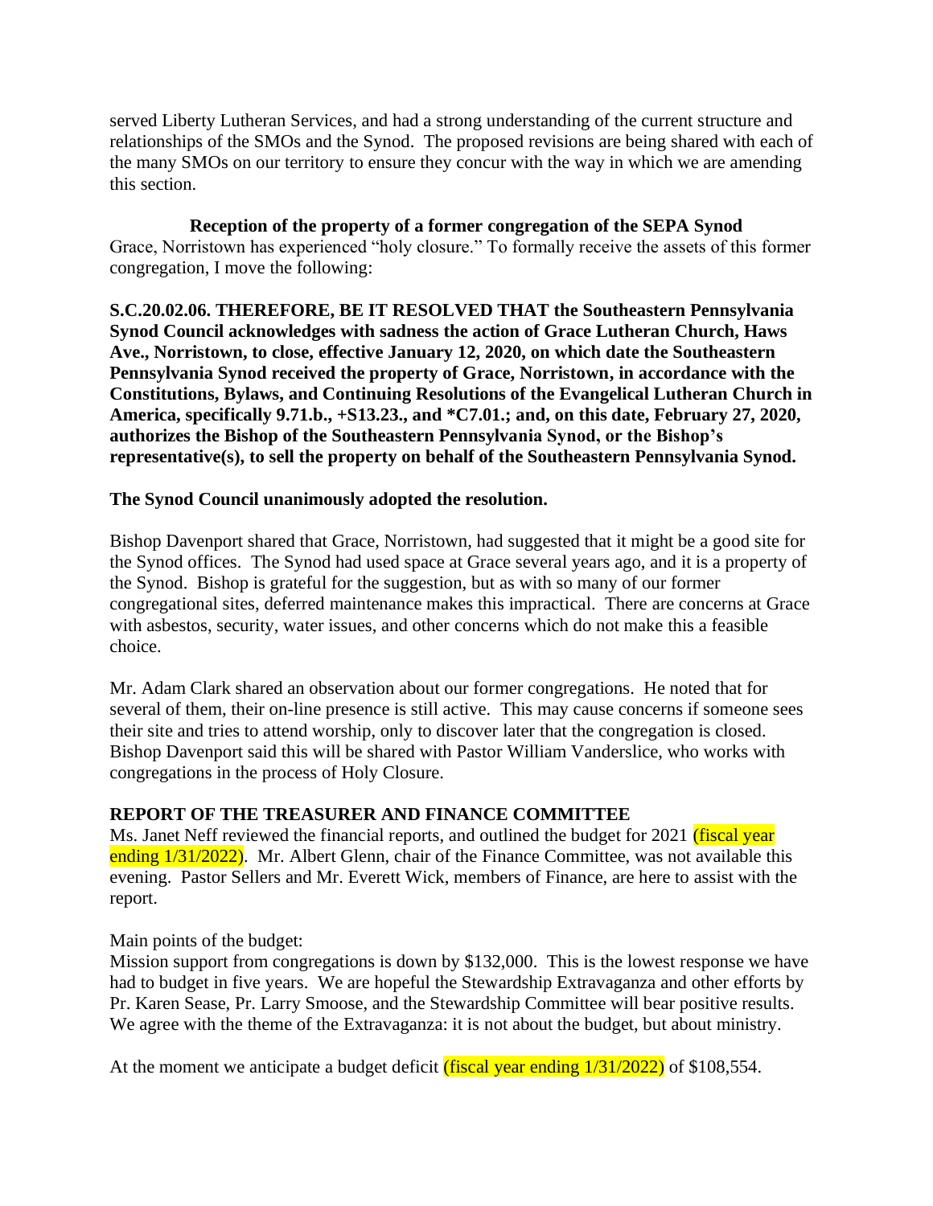served Liberty Lutheran Services, and had a strong understanding of the current structure and relationships of the SMOs and the Synod. The proposed revisions are being shared with each of the many SMOs on our territory to ensure they concur with the way in which we are amending this section.

**Reception of the property of a former congregation of the SEPA Synod**

Grace, Norristown has experienced "holy closure." To formally receive the assets of this former congregation, I move the following:

**S.C.20.02.06. THEREFORE, BE IT RESOLVED THAT the Southeastern Pennsylvania Synod Council acknowledges with sadness the action of Grace Lutheran Church, Haws Ave., Norristown, to close, effective January 12, 2020, on which date the Southeastern Pennsylvania Synod received the property of Grace, Norristown, in accordance with the Constitutions, Bylaws, and Continuing Resolutions of the Evangelical Lutheran Church in America, specifically 9.71.b., +S13.23., and *C7.01.; and, on this date, February 27, 2020, authorizes the Bishop of the Southeastern Pennsylvania Synod, or the Bishop's representative(s), to sell the property on behalf of the Southeastern Pennsylvania Synod.**

**The Synod Council unanimously adopted the resolution.**

Bishop Davenport shared that Grace, Norristown, had suggested that it might be a good site for the Synod offices. The Synod had used space at Grace several years ago, and it is a property of the Synod. Bishop is grateful for the suggestion, but as with so many of our former congregational sites, deferred maintenance makes this impractical. There are concerns at Grace with asbestos, security, water issues, and other concerns which do not make this a feasible choice.

Mr. Adam Clark shared an observation about our former congregations. He noted that for several of them, their on-line presence is still active. This may cause concerns if someone sees their site and tries to attend worship, only to discover later that the congregation is closed. Bishop Davenport said this will be shared with Pastor William Vanderslice, who works with congregations in the process of Holy Closure.

## REPORT OF THE TREASURER AND FINANCE COMMITTEE

Ms. Janet Neff reviewed the financial reports, and outlined the budget for 2021 (fiscal year ending 1/31/2022). Mr. Albert Glenn, chair of the Finance Committee, was not available this evening. Pastor Sellers and Mr. Everett Wick, members of Finance, are here to assist with the report.

Main points of the budget:
Mission support from congregations is down by $132,000. This is the lowest response we have had to budget in five years. We are hopeful the Stewardship Extravaganza and other efforts by Pr. Karen Sease, Pr. Larry Smoose, and the Stewardship Committee will bear positive results. We agree with the theme of the Extravaganza: it is not about the budget, but about ministry.

At the moment we anticipate a budget deficit (fiscal year ending 1/31/2022) of $108,554.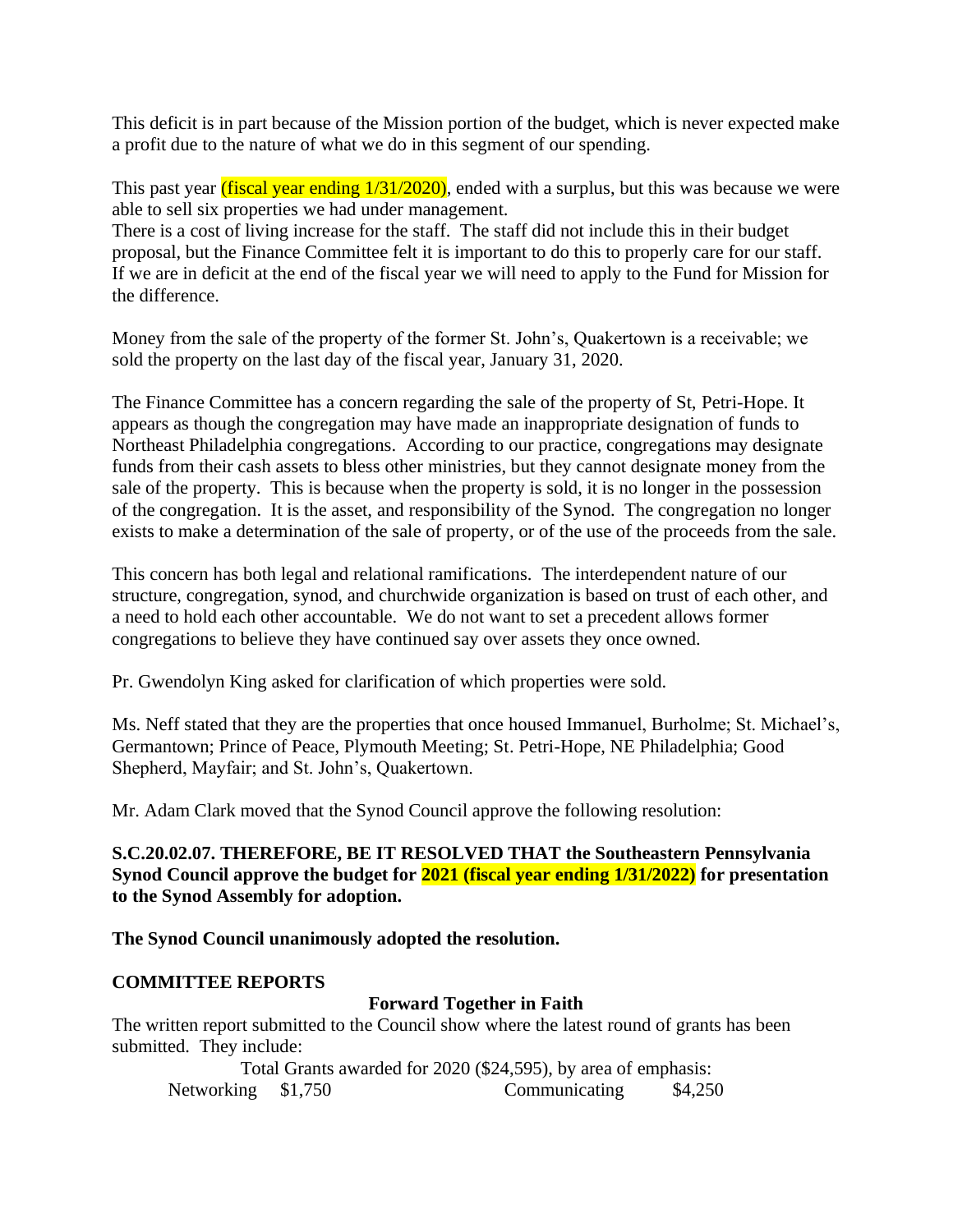This deficit is in part because of the Mission portion of the budget, which is never expected make a profit due to the nature of what we do in this segment of our spending.

This past year (fiscal year ending 1/31/2020), ended with a surplus, but this was because we were able to sell six properties we had under management.

There is a cost of living increase for the staff. The staff did not include this in their budget proposal, but the Finance Committee felt it is important to do this to properly care for our staff. If we are in deficit at the end of the fiscal year we will need to apply to the Fund for Mission for the difference.

Money from the sale of the property of the former St. John's, Quakertown is a receivable; we sold the property on the last day of the fiscal year, January 31, 2020.

The Finance Committee has a concern regarding the sale of the property of St, Petri-Hope. It appears as though the congregation may have made an inappropriate designation of funds to Northeast Philadelphia congregations. According to our practice, congregations may designate funds from their cash assets to bless other ministries, but they cannot designate money from the sale of the property. This is because when the property is sold, it is no longer in the possession of the congregation. It is the asset, and responsibility of the Synod. The congregation no longer exists to make a determination of the sale of property, or of the use of the proceeds from the sale.

This concern has both legal and relational ramifications. The interdependent nature of our structure, congregation, synod, and churchwide organization is based on trust of each other, and a need to hold each other accountable. We do not want to set a precedent allows former congregations to believe they have continued say over assets they once owned.

Pr. Gwendolyn King asked for clarification of which properties were sold.

Ms. Neff stated that they are the properties that once housed Immanuel, Burholme; St. Michael's, Germantown; Prince of Peace, Plymouth Meeting; St. Petri-Hope, NE Philadelphia; Good Shepherd, Mayfair; and St. John's, Quakertown.

Mr. Adam Clark moved that the Synod Council approve the following resolution:

**S.C.20.02.07. THEREFORE, BE IT RESOLVED THAT the Southeastern Pennsylvania Synod Council approve the budget for 2021 (fiscal year ending 1/31/2022) for presentation to the Synod Assembly for adoption.**

**The Synod Council unanimously adopted the resolution.**

**COMMITTEE REPORTS**

**Forward Together in Faith**

The written report submitted to the Council show where the latest round of grants has been submitted. They include:

Total Grants awarded for 2020 ($24,595), by area of emphasis:

| | | | |
|---|---|---|---|
| Networking | $1,750 | Communicating | $4,250 |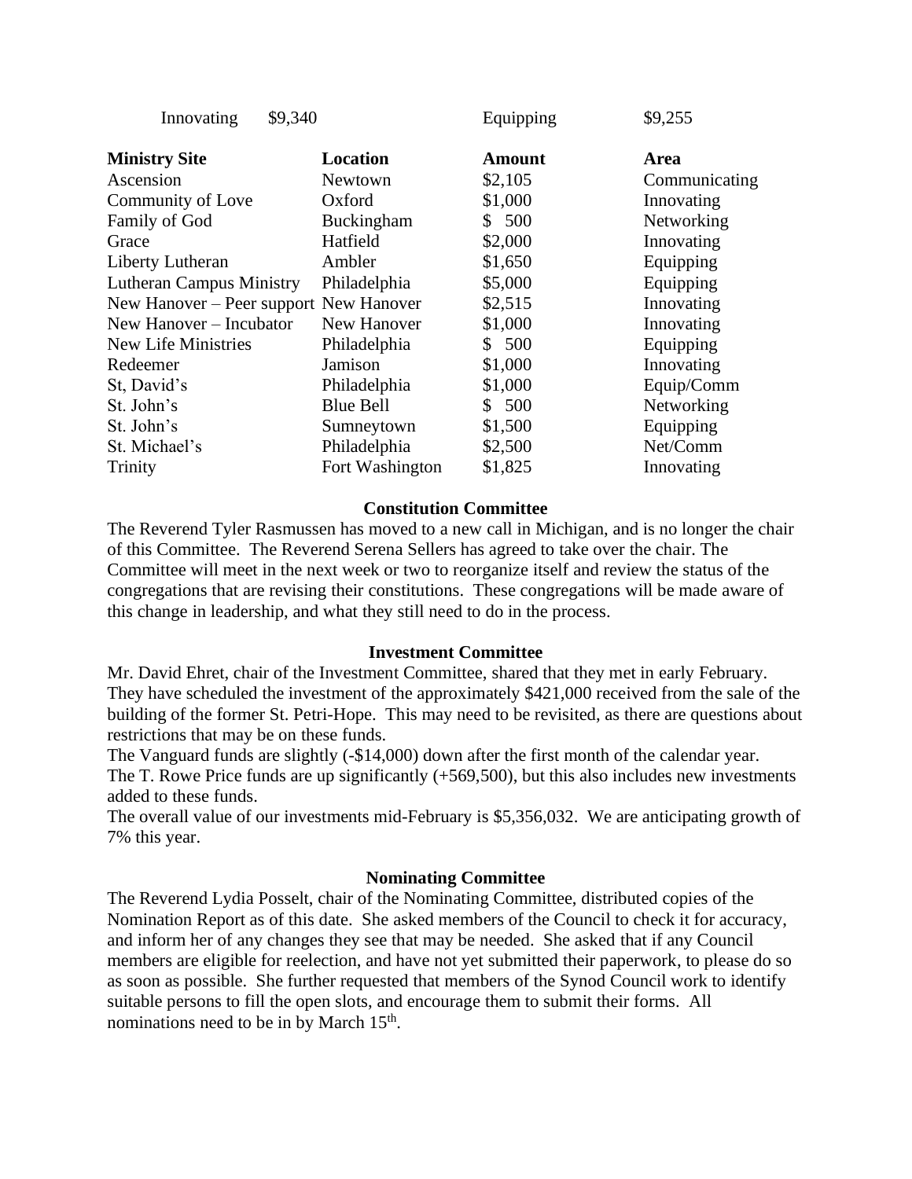Innovating $9,340 Equipping $9,255

| Ministry Site | Location | Amount | Area |
|---|---|---|---|
| Ascension | Newtown | $2,105 | Communicating |
| Community of Love | Oxford | $1,000 | Innovating |
| Family of God | Buckingham | $ 500 | Networking |
| Grace | Hatfield | $2,000 | Innovating |
| Liberty Lutheran | Ambler | $1,650 | Equipping |
| Lutheran Campus Ministry | Philadelphia | $5,000 | Equipping |
| New Hanover – Peer support | New Hanover | $2,515 | Innovating |
| New Hanover – Incubator | New Hanover | $1,000 | Innovating |
| New Life Ministries | Philadelphia | $ 500 | Equipping |
| Redeemer | Jamison | $1,000 | Innovating |
| St, David's | Philadelphia | $1,000 | Equip/Comm |
| St. John's | Blue Bell | $ 500 | Networking |
| St. John's | Sumneytown | $1,500 | Equipping |
| St. Michael's | Philadelphia | $2,500 | Net/Comm |
| Trinity | Fort Washington | $1,825 | Innovating |

### Constitution Committee

The Reverend Tyler Rasmussen has moved to a new call in Michigan, and is no longer the chair of this Committee. The Reverend Serena Sellers has agreed to take over the chair. The Committee will meet in the next week or two to reorganize itself and review the status of the congregations that are revising their constitutions. These congregations will be made aware of this change in leadership, and what they still need to do in the process.

### Investment Committee

Mr. David Ehret, chair of the Investment Committee, shared that they met in early February. They have scheduled the investment of the approximately $421,000 received from the sale of the building of the former St. Petri-Hope. This may need to be revisited, as there are questions about restrictions that may be on these funds.

The Vanguard funds are slightly (-$14,000) down after the first month of the calendar year.

The T. Rowe Price funds are up significantly (+569,500), but this also includes new investments added to these funds.

The overall value of our investments mid-February is $5,356,032. We are anticipating growth of 7% this year.

### Nominating Committee

The Reverend Lydia Posselt, chair of the Nominating Committee, distributed copies of the Nomination Report as of this date. She asked members of the Council to check it for accuracy, and inform her of any changes they see that may be needed. She asked that if any Council members are eligible for reelection, and have not yet submitted their paperwork, to please do so as soon as possible. She further requested that members of the Synod Council work to identify suitable persons to fill the open slots, and encourage them to submit their forms. All nominations need to be in by March 15th.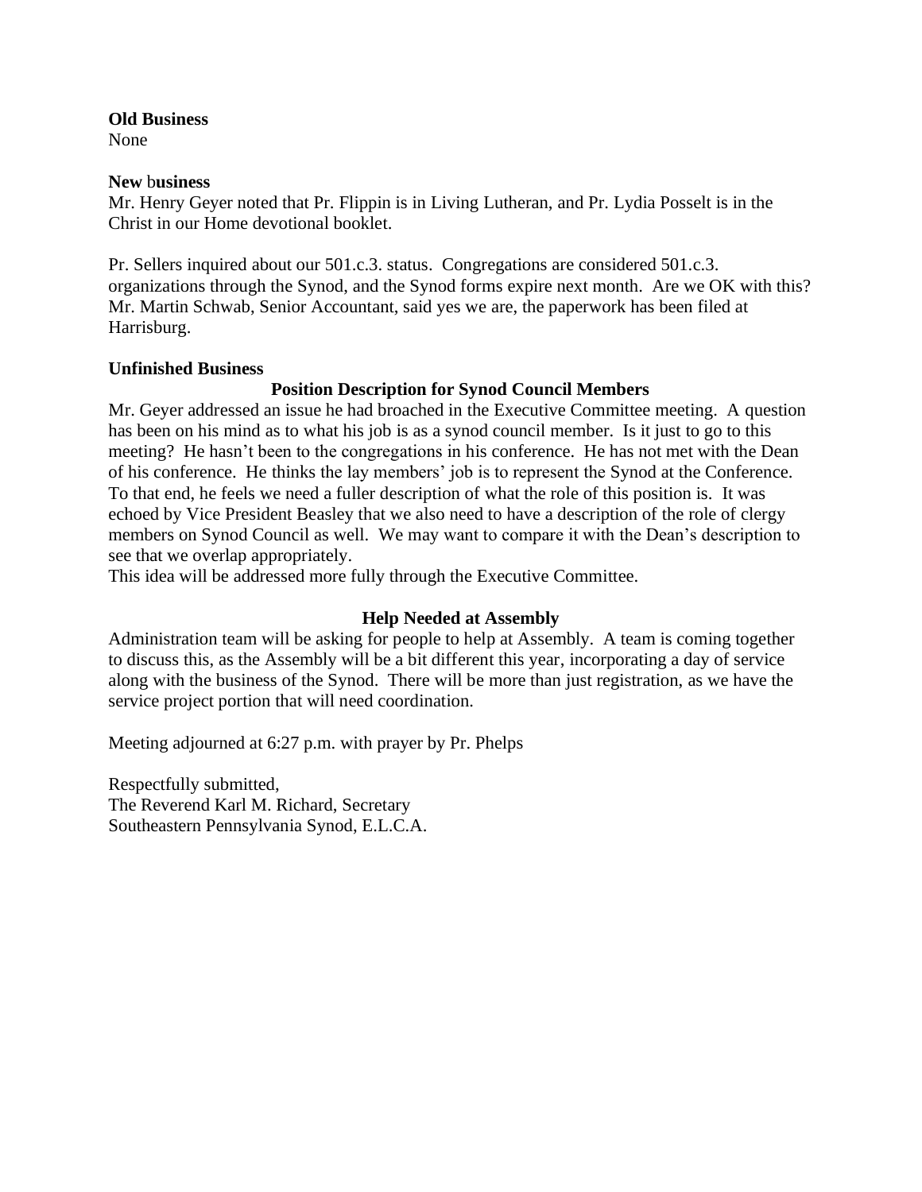**Old Business**
None

**New business**
Mr. Henry Geyer noted that Pr. Flippin is in Living Lutheran, and Pr. Lydia Posselt is in the Christ in our Home devotional booklet.

Pr. Sellers inquired about our 501.c.3. status. Congregations are considered 501.c.3. organizations through the Synod, and the Synod forms expire next month. Are we OK with this? Mr. Martin Schwab, Senior Accountant, said yes we are, the paperwork has been filed at Harrisburg.

**Unfinished Business**

**Position Description for Synod Council Members**

Mr. Geyer addressed an issue he had broached in the Executive Committee meeting. A question has been on his mind as to what his job is as a synod council member. Is it just to go to this meeting? He hasn't been to the congregations in his conference. He has not met with the Dean of his conference. He thinks the lay members' job is to represent the Synod at the Conference. To that end, he feels we need a fuller description of what the role of this position is. It was echoed by Vice President Beasley that we also need to have a description of the role of clergy members on Synod Council as well. We may want to compare it with the Dean's description to see that we overlap appropriately.
This idea will be addressed more fully through the Executive Committee.

**Help Needed at Assembly**

Administration team will be asking for people to help at Assembly. A team is coming together to discuss this, as the Assembly will be a bit different this year, incorporating a day of service along with the business of the Synod. There will be more than just registration, as we have the service project portion that will need coordination.

Meeting adjourned at 6:27 p.m. with prayer by Pr. Phelps

Respectfully submitted,
The Reverend Karl M. Richard, Secretary
Southeastern Pennsylvania Synod, E.L.C.A.